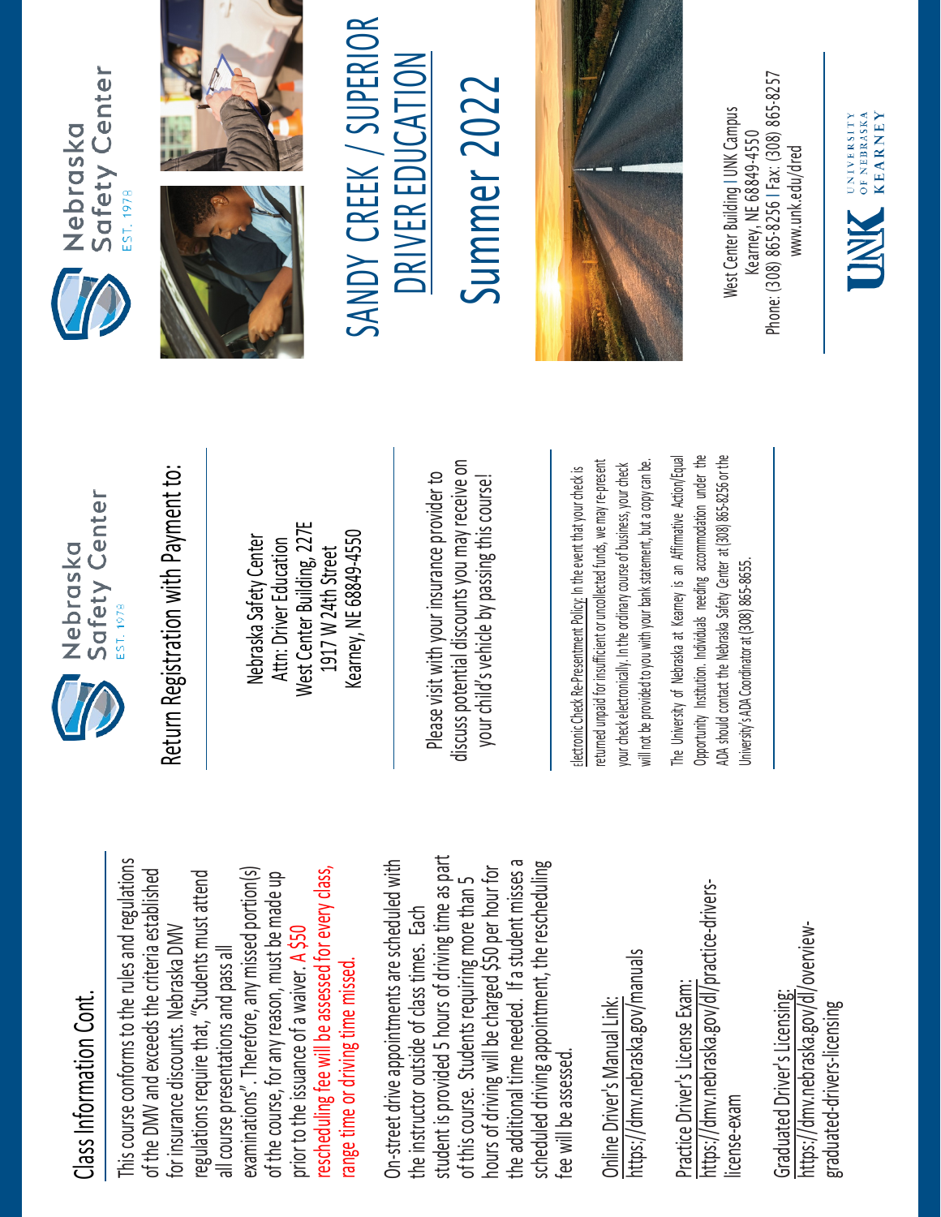## Class Information Cont.

This course conforms to the rules and regulations of the DMV and exceeds the criteria established for insurance discounts. Nebraska DMV regulations require that, "Students must attend all course presentations and pass all examinations". Therefore, any missed portion(s) of the course, for any reason, must be made up prior to the issuance of a waiver. A $50 rescheduling fee will be assessed for every class, range time or driving time missed.

On-street drive appointments are scheduled with the instructor outside of class times. Each student is provided 5 hours of driving time as part of this course. Students requiring more than 5 hours of driving will be charged $50 per hour for the additional time needed. If a student misses a scheduled driving appointment, the rescheduling fee will be assessed.

Online Driver's Manual Link:
https://dmv.nebraska.gov/manuals

Practice Driver's License Exam:
https://dmv.nebraska.gov/dl/practice-drivers-license-exam

Graduated Driver's Licensing:
https://dmv.nebraska.gov/dl/overview-graduated-drivers-licensing

Nebraska Safety Center
EST. 1978

## Return Registration with Payment to:

Nebraska Safety Center
Attn: Driver Education
West Center Building, 227E
1917 W 24th Street
Kearney, NE 68849-4550

Please visit with your insurance provider to discuss potential discounts you may receive on your child's vehicle by passing this course!

Electronic Check Re-Presentment Policy: In the event that your check is returned unpaid for insufficient or uncollected funds, we may re-present your check electronically. In the ordinary course of business, your check will not be provided to you with your bank statement, but a copy can be.

The University of Nebraska at Kearney is an Affirmative Action/Equal Opportunity Institution. Individuals needing accommodation under the ADA should contact the Nebraska Safety Center at (308) 865-8256 or the University's ADA Coordinator at (308) 865-8655.

Nebraska Safety Center
EST. 1978

# SANDY CREEK / SUPERIOR DRIVER EDUCATION

# Summer 2022

West Center Building | UNK Campus
Kearney, NE 68849-4550
Phone: (308) 865-8256 | Fax: (308) 865-8257
www.unk.edu/dred

UNK University of Nebraska Kearney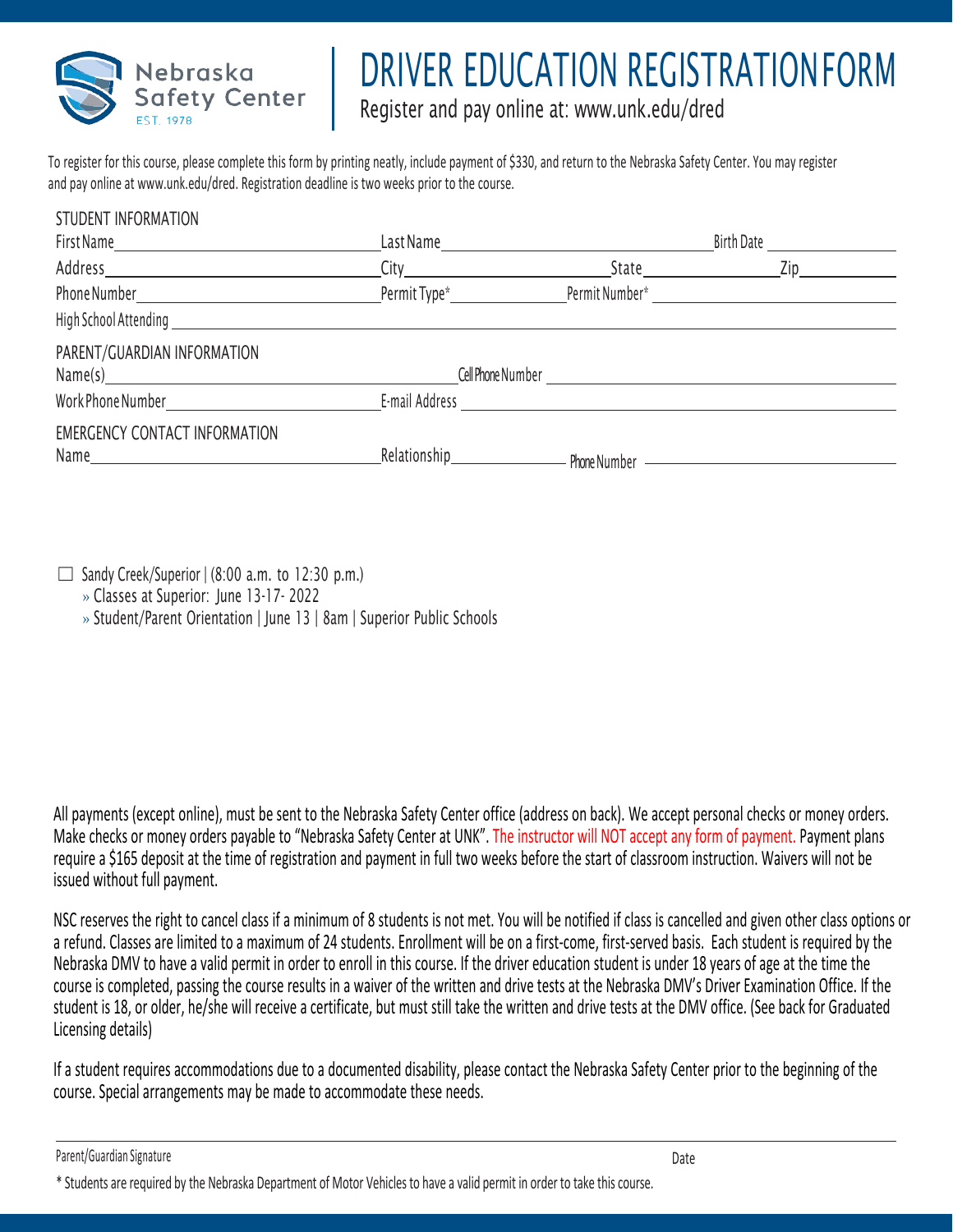Nebraska Safety Center
EST. 1978

# DRIVER EDUCATION REGISTRATION FORM

Register and pay online at: www.unk.edu/dred

To register for this course, please complete this form by printing neatly, include payment of $330, and return to the Nebraska Safety Center. You may register and pay online at www.unk.edu/dred. Registration deadline is two weeks prior to the course.

## STUDENT INFORMATION

First Name\_\_\_\_\_\_\_\_\_\_\_\_\_\_\_\_\_\_\_\_ Last Name\_\_\_\_\_\_\_\_\_\_\_\_\_\_\_\_\_\_\_\_ Birth Date \_\_\_\_\_\_\_\_\_\_

Address\_\_\_\_\_\_\_\_\_\_\_\_\_\_\_\_\_\_\_\_ City\_\_\_\_\_\_\_\_\_\_\_\_\_\_\_ State\_\_\_\_\_\_\_\_\_\_ Zip\_\_\_\_\_\_\_\_

Phone Number\_\_\_\_\_\_\_\_\_\_\_\_\_\_\_\_\_\_\_\_ Permit Type*\_\_\_\_\_\_\_\_\_\_ Permit Number* \_\_\_\_\_\_\_\_\_\_\_\_\_\_\_\_\_\_\_\_

High School Attending \_\_\_\_\_\_\_\_\_\_\_\_\_\_\_\_\_\_\_\_\_\_\_\_\_\_\_\_\_\_\_\_\_\_\_\_\_\_\_\_

## PARENT/GUARDIAN INFORMATION

Name(s)\_\_\_\_\_\_\_\_\_\_\_\_\_\_\_\_\_\_\_\_ Cell Phone Number \_\_\_\_\_\_\_\_\_\_\_\_\_\_\_\_\_\_\_\_

Work Phone Number\_\_\_\_\_\_\_\_\_\_\_\_\_\_\_\_\_\_\_\_ E-mail Address \_\_\_\_\_\_\_\_\_\_\_\_\_\_\_\_\_\_\_\_

## EMERGENCY CONTACT INFORMATION

Name\_\_\_\_\_\_\_\_\_\_\_\_\_\_\_\_\_\_\_\_ Relationship\_\_\_\_\_\_\_\_\_\_ Phone Number \_\_\_\_\_\_\_\_\_\_\_\_\_\_\_\_\_\_\_\_

☐ Sandy Creek/Superior | (8:00 a.m. to 12:30 p.m.)
- » Classes at Superior: June 13-17- 2022
- » Student/Parent Orientation | June 13 | 8am | Superior Public Schools

All payments (except online), must be sent to the Nebraska Safety Center office (address on back). We accept personal checks or money orders. Make checks or money orders payable to "Nebraska Safety Center at UNK". The instructor will NOT accept any form of payment. Payment plans require a $165 deposit at the time of registration and payment in full two weeks before the start of classroom instruction. Waivers will not be issued without full payment.

NSC reserves the right to cancel class if a minimum of 8 students is not met. You will be notified if class is cancelled and given other class options or a refund. Classes are limited to a maximum of 24 students. Enrollment will be on a first-come, first-served basis. Each student is required by the Nebraska DMV to have a valid permit in order to enroll in this course. If the driver education student is under 18 years of age at the time the course is completed, passing the course results in a waiver of the written and drive tests at the Nebraska DMV's Driver Examination Office. If the student is 18, or older, he/she will receive a certificate, but must still take the written and drive tests at the DMV office. (See back for Graduated Licensing details)

If a student requires accommodations due to a documented disability, please contact the Nebraska Safety Center prior to the beginning of the course. Special arrangements may be made to accommodate these needs.

\_\_\_\_\_\_\_\_\_\_\_\_\_\_\_\_\_\_\_\_\_\_\_\_\_\_\_\_\_\_\_\_\_\_\_\_\_\_\_\_

Parent/Guardian Signature Date

* Students are required by the Nebraska Department of Motor Vehicles to have a valid permit in order to take this course.